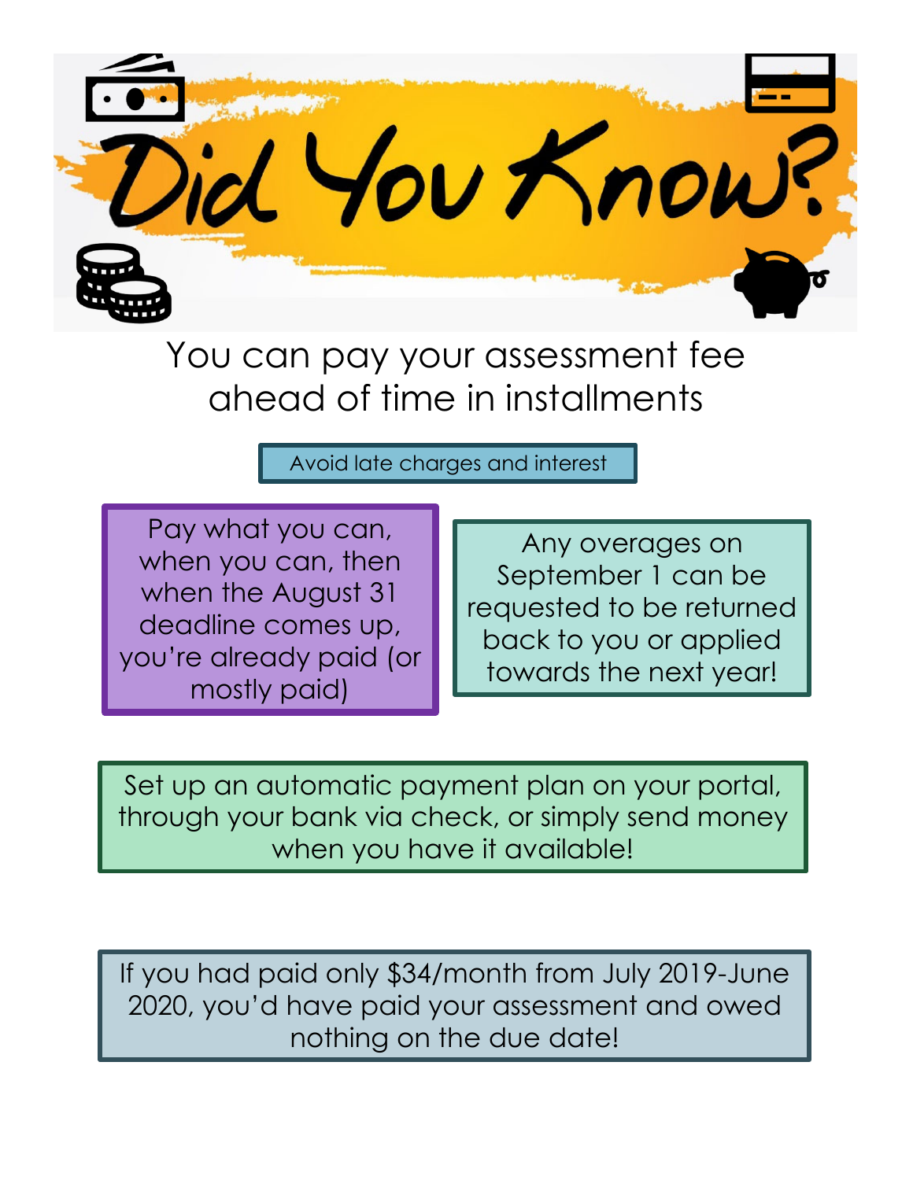# Did You Know?

## You can pay your assessment fee ahead of time in installments

Avoid late charges and interest

Pay what you can, when you can, then when the August 31 deadline comes up, you're already paid (or mostly paid)

Any overages on September 1 can be requested to be returned back to you or applied towards the next year!

Set up an automatic payment plan on your portal, through your bank via check, or simply send money when you have it available!

If you had paid only $34/month from July 2019-June 2020, you'd have paid your assessment and owed nothing on the due date!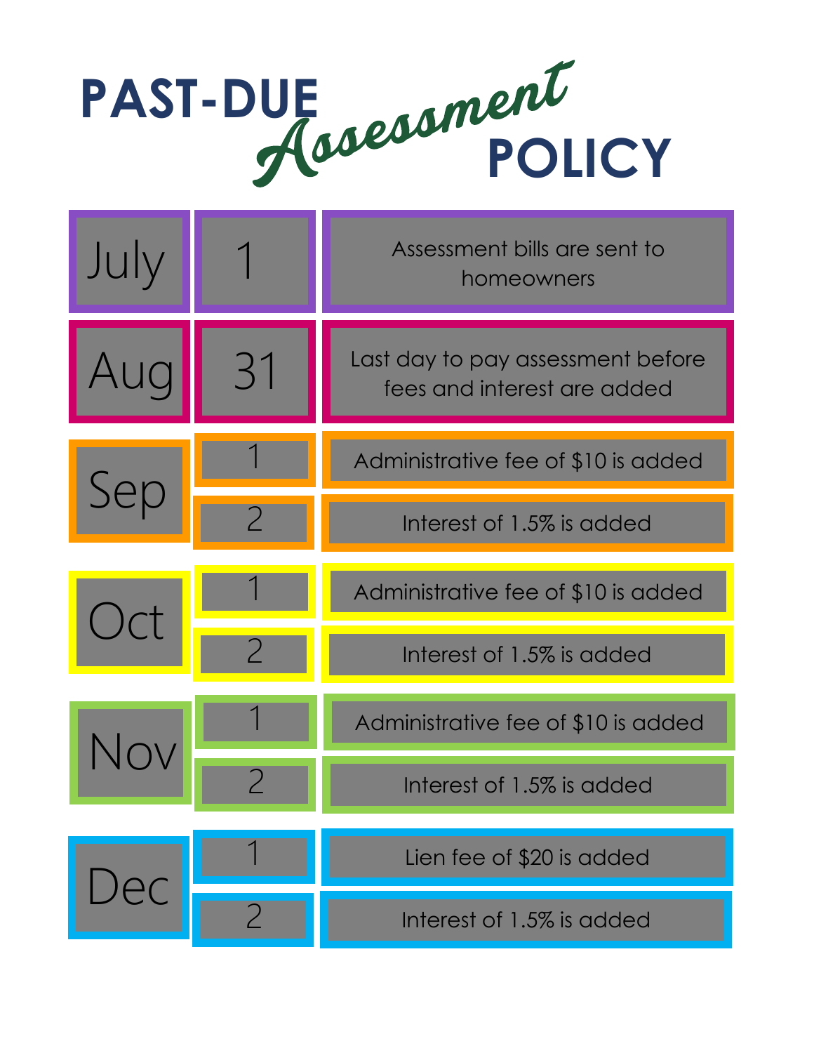# PAST-DUE *Assessment* POLICY

| Month | Day | Action |
|---|---|---|
| July | 1 | Assessment bills are sent to homeowners |
| Aug | 31 | Last day to pay assessment before fees and interest are added |
| Sep | 1 | Administrative fee of $10 is added |
| | 2 | Interest of 1.5% is added |
| Oct | 1 | Administrative fee of $10 is added |
| | 2 | Interest of 1.5% is added |
| Nov | 1 | Administrative fee of $10 is added |
| | 2 | Interest of 1.5% is added |
| Dec | 1 | Lien fee of $20 is added |
| | 2 | Interest of 1.5% is added |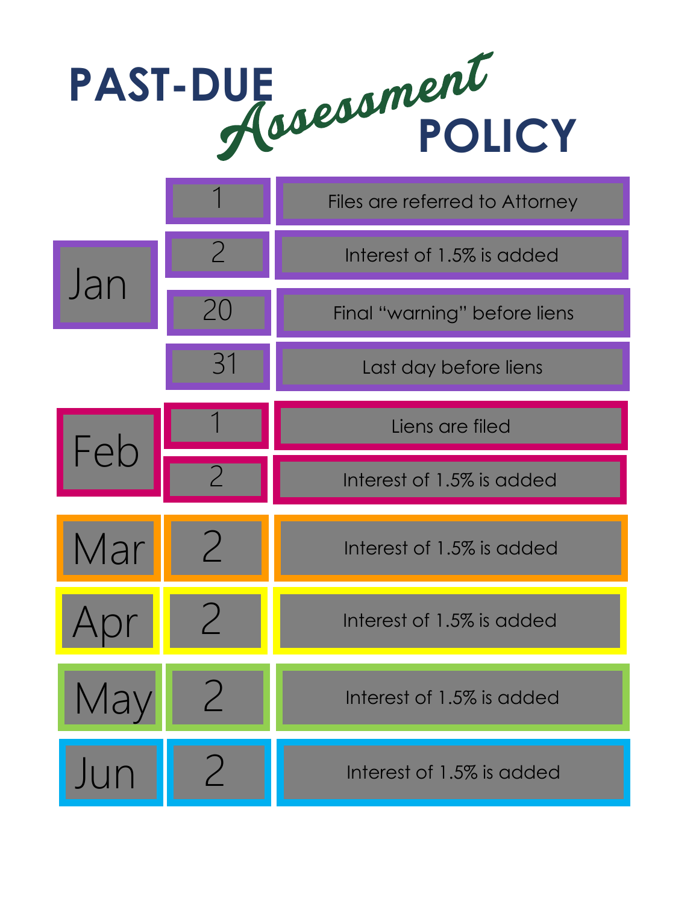# PAST-DUE *Assessment* POLICY

| | | |
|---|---|---|
| Jan | 1 | Files are referred to Attorney |
| | 2 | Interest of 1.5% is added |
| | 20 | Final “warning” before liens |
| | 31 | Last day before liens |
| Feb | 1 | Liens are filed |
| | 2 | Interest of 1.5% is added |
| Mar | 2 | Interest of 1.5% is added |
| Apr | 2 | Interest of 1.5% is added |
| May | 2 | Interest of 1.5% is added |
| Jun | 2 | Interest of 1.5% is added |